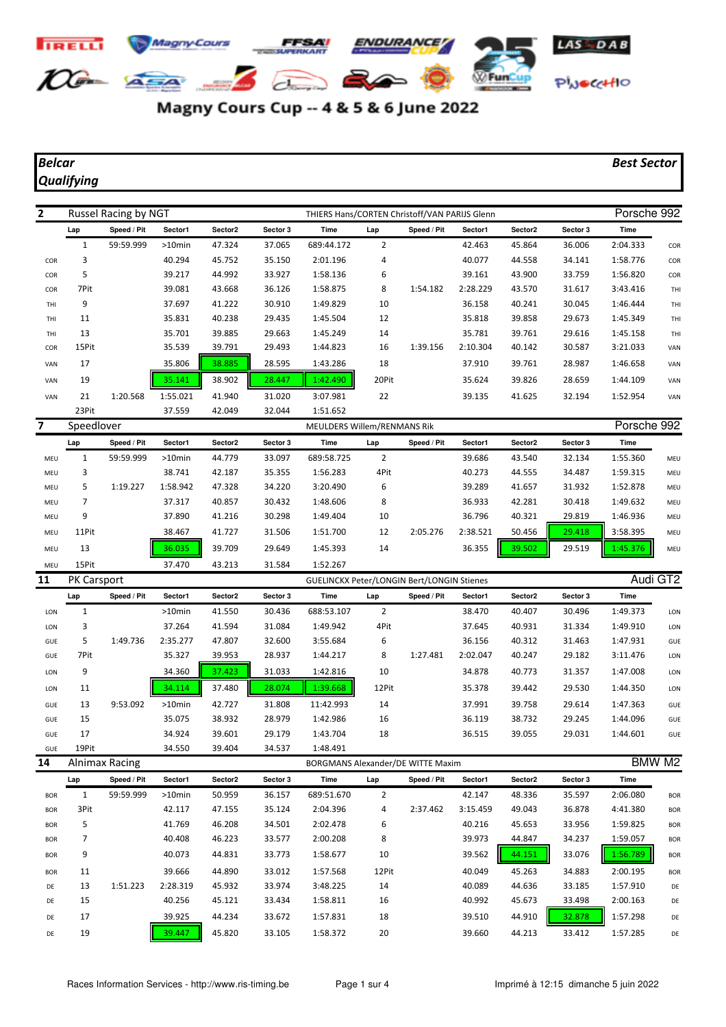# Magny Cours Cup -- 4 & 5 & 6 June 2022

**Belcar**
**Qualifying**

**Best Sector**

## 2 — Russel Racing by NGT — THIERS Hans/CORTEN Christoff/VAN PARIJS Glenn — Porsche 992

| | Lap | Speed / Pit | Sector1 | Sector2 | Sector 3 | Time | Lap | Speed / Pit | Sector1 | Sector2 | Sector 3 | Time | |
|---|---|---|---|---|---|---|---|---|---|---|---|---|---|
| | 1 | 59:59.999 | >10min | 47.324 | 37.065 | 689:44.172 | 2 | | 42.463 | 45.864 | 36.006 | 2:04.333 | COR |
| COR | 3 | | 40.294 | 45.752 | 35.150 | 2:01.196 | 4 | | 40.077 | 44.558 | 34.141 | 1:58.776 | COR |
| COR | 5 | | 39.217 | 44.992 | 33.927 | 1:58.136 | 6 | | 39.161 | 43.900 | 33.759 | 1:56.820 | COR |
| COR | 7Pit | | 39.081 | 43.668 | 36.126 | 1:58.875 | 8 | 1:54.182 | 2:28.229 | 43.570 | 31.617 | 3:43.416 | THI |
| THI | 9 | | 37.697 | 41.222 | 30.910 | 1:49.829 | 10 | | 36.158 | 40.241 | 30.045 | 1:46.444 | THI |
| THI | 11 | | 35.831 | 40.238 | 29.435 | 1:45.504 | 12 | | 35.818 | 39.858 | 29.673 | 1:45.349 | THI |
| THI | 13 | | 35.701 | 39.885 | 29.663 | 1:45.249 | 14 | | 35.781 | 39.761 | 29.616 | 1:45.158 | THI |
| COR | 15Pit | | 35.539 | 39.791 | 29.493 | 1:44.823 | 16 | 1:39.156 | 2:10.304 | 40.142 | 30.587 | 3:21.033 | VAN |
| VAN | 17 | | 35.806 | 38.885 | 28.595 | 1:43.286 | 18 | | 37.910 | 39.761 | 28.987 | 1:46.658 | VAN |
| VAN | 19 | | 35.141 | 38.902 | 28.447 | 1:42.490 | 20Pit | | 35.624 | 39.826 | 28.659 | 1:44.109 | VAN |
| VAN | 21 | 1:20.568 | 1:55.021 | 41.940 | 31.020 | 3:07.981 | 22 | | 39.135 | 41.625 | 32.194 | 1:52.954 | VAN |
| | 23Pit | | 37.559 | 42.049 | 32.044 | 1:51.652 | | | | | | | |

## 7 — Speedlover — MEULDERS Willem/RENMANS Rik — Porsche 992

| | Lap | Speed / Pit | Sector1 | Sector2 | Sector 3 | Time | Lap | Speed / Pit | Sector1 | Sector2 | Sector 3 | Time | |
|---|---|---|---|---|---|---|---|---|---|---|---|---|---|
| MEU | 1 | 59:59.999 | >10min | 44.779 | 33.097 | 689:58.725 | 2 | | 39.686 | 43.540 | 32.134 | 1:55.360 | MEU |
| MEU | 3 | | 38.741 | 42.187 | 35.355 | 1:56.283 | 4Pit | | 40.273 | 44.555 | 34.487 | 1:59.315 | MEU |
| MEU | 5 | 1:19.227 | 1:58.942 | 47.328 | 34.220 | 3:20.490 | 6 | | 39.289 | 41.657 | 31.932 | 1:52.878 | MEU |
| MEU | 7 | | 37.317 | 40.857 | 30.432 | 1:48.606 | 8 | | 36.933 | 42.281 | 30.418 | 1:49.632 | MEU |
| MEU | 9 | | 37.890 | 41.216 | 30.298 | 1:49.404 | 10 | | 36.796 | 40.321 | 29.819 | 1:46.936 | MEU |
| MEU | 11Pit | | 38.467 | 41.727 | 31.506 | 1:51.700 | 12 | 2:05.276 | 2:38.521 | 50.456 | 29.418 | 3:58.395 | MEU |
| MEU | 13 | | 36.035 | 39.709 | 29.649 | 1:45.393 | 14 | | 36.355 | 39.502 | 29.519 | 1:45.376 | MEU |
| MEU | 15Pit | | 37.470 | 43.213 | 31.584 | 1:52.267 | | | | | | | |

## 11 — PK Carsport — GUELINCKX Peter/LONGIN Bert/LONGIN Stienes — Audi GT2

| | Lap | Speed / Pit | Sector1 | Sector2 | Sector 3 | Time | Lap | Speed / Pit | Sector1 | Sector2 | Sector 3 | Time | |
|---|---|---|---|---|---|---|---|---|---|---|---|---|---|
| LON | 1 | | >10min | 41.550 | 30.436 | 688:53.107 | 2 | | 38.470 | 40.407 | 30.496 | 1:49.373 | LON |
| LON | 3 | | 37.264 | 41.594 | 31.084 | 1:49.942 | 4Pit | | 37.645 | 40.931 | 31.334 | 1:49.910 | LON |
| GUE | 5 | 1:49.736 | 2:35.277 | 47.807 | 32.600 | 3:55.684 | 6 | | 36.156 | 40.312 | 31.463 | 1:47.931 | GUE |
| GUE | 7Pit | | 35.327 | 39.953 | 28.937 | 1:44.217 | 8 | 1:27.481 | 2:02.047 | 40.247 | 29.182 | 3:11.476 | LON |
| LON | 9 | | 34.360 | 37.423 | 31.033 | 1:42.816 | 10 | | 34.878 | 40.773 | 31.357 | 1:47.008 | LON |
| LON | 11 | | 34.114 | 37.480 | 28.074 | 1:39.668 | 12Pit | | 35.378 | 39.442 | 29.530 | 1:44.350 | LON |
| GUE | 13 | 9:53.092 | >10min | 42.727 | 31.808 | 11:42.993 | 14 | | 37.991 | 39.758 | 29.614 | 1:47.363 | GUE |
| GUE | 15 | | 35.075 | 38.932 | 28.979 | 1:42.986 | 16 | | 36.119 | 38.732 | 29.245 | 1:44.096 | GUE |
| GUE | 17 | | 34.924 | 39.601 | 29.179 | 1:43.704 | 18 | | 36.515 | 39.055 | 29.031 | 1:44.601 | GUE |
| GUE | 19Pit | | 34.550 | 39.404 | 34.537 | 1:48.491 | | | | | | | |

## 14 — Alnimax Racing — BORGMANS Alexander/DE WITTE Maxim — BMW M2

| | Lap | Speed / Pit | Sector1 | Sector2 | Sector 3 | Time | Lap | Speed / Pit | Sector1 | Sector2 | Sector 3 | Time | |
|---|---|---|---|---|---|---|---|---|---|---|---|---|---|
| BOR | 1 | 59:59.999 | >10min | 50.959 | 36.157 | 689:51.670 | 2 | | 42.147 | 48.336 | 35.597 | 2:06.080 | BOR |
| BOR | 3Pit | | 42.117 | 47.155 | 35.124 | 2:04.396 | 4 | 2:37.462 | 3:15.459 | 49.043 | 36.878 | 4:41.380 | BOR |
| BOR | 5 | | 41.769 | 46.208 | 34.501 | 2:02.478 | 6 | | 40.216 | 45.653 | 33.956 | 1:59.825 | BOR |
| BOR | 7 | | 40.408 | 46.223 | 33.577 | 2:00.208 | 8 | | 39.973 | 44.847 | 34.237 | 1:59.057 | BOR |
| BOR | 9 | | 40.073 | 44.831 | 33.773 | 1:58.677 | 10 | | 39.562 | 44.151 | 33.076 | 1:56.789 | BOR |
| BOR | 11 | | 39.666 | 44.890 | 33.012 | 1:57.568 | 12Pit | | 40.049 | 45.263 | 34.883 | 2:00.195 | BOR |
| DE | 13 | 1:51.223 | 2:28.319 | 45.932 | 33.974 | 3:48.225 | 14 | | 40.089 | 44.636 | 33.185 | 1:57.910 | DE |
| DE | 15 | | 40.256 | 45.121 | 33.434 | 1:58.811 | 16 | | 40.992 | 45.673 | 33.498 | 2:00.163 | DE |
| DE | 17 | | 39.925 | 44.234 | 33.672 | 1:57.831 | 18 | | 39.510 | 44.910 | 32.878 | 1:57.298 | DE |
| DE | 19 | | 39.447 | 45.820 | 33.105 | 1:58.372 | 20 | | 39.660 | 44.213 | 33.412 | 1:57.285 | DE |

Races Information Services - http://www.ris-timing.be

Imprimé à 12:15 dimanche 5 juin 2022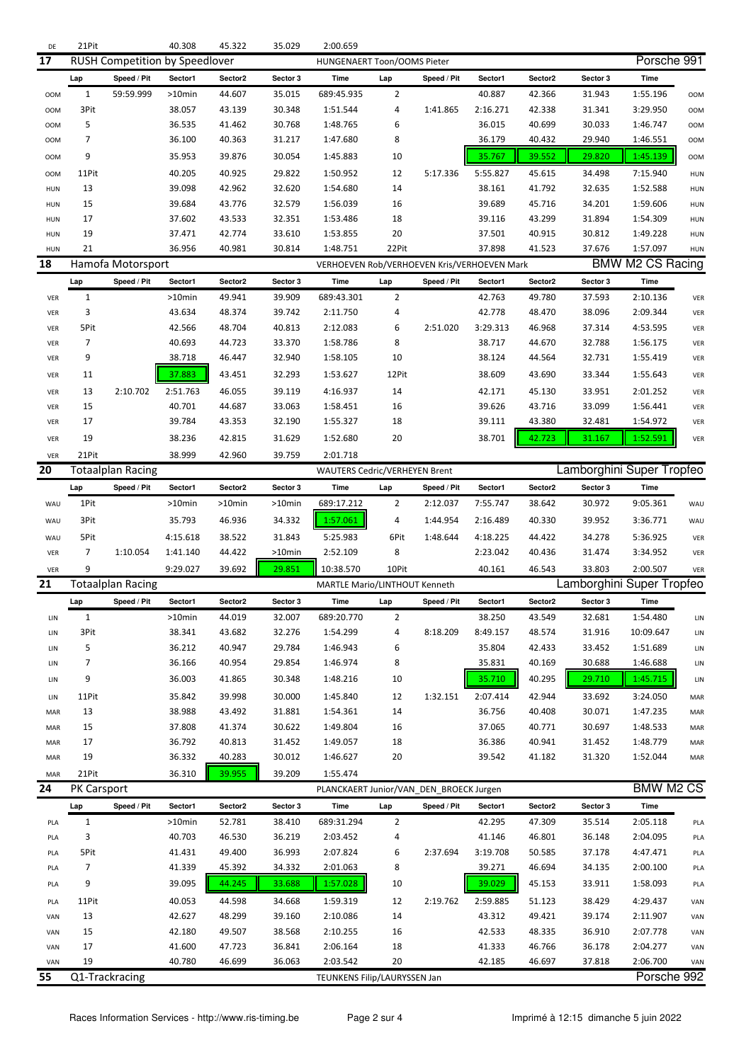| DE | 21Pit | | 40.308 | 45.322 | 35.029 | 2:00.659 | | | | | | | |
|---|---|---|---|---|---|---|---|---|---|---|---|---|---|

## 17 RUSH Competition by Speedlover — HUNGENAERT Toon/OOMS Pieter — Porsche 991

| | Lap | Speed / Pit | Sector1 | Sector2 | Sector 3 | Time | Lap | Speed / Pit | Sector1 | Sector2 | Sector 3 | Time | |
|---|---|---|---|---|---|---|---|---|---|---|---|---|---|
| OOM | 1 | 59:59.999 | >10min | 44.607 | 35.015 | 689:45.935 | 2 | | 40.887 | 42.366 | 31.943 | 1:55.196 | OOM |
| OOM | 3Pit | | 38.057 | 43.139 | 30.348 | 1:51.544 | 4 | 1:41.865 | 2:16.271 | 42.338 | 31.341 | 3:29.950 | OOM |
| OOM | 5 | | 36.535 | 41.462 | 30.768 | 1:48.765 | 6 | | 36.015 | 40.699 | 30.033 | 1:46.747 | OOM |
| OOM | 7 | | 36.100 | 40.363 | 31.217 | 1:47.680 | 8 | | 36.179 | 40.432 | 29.940 | 1:46.551 | OOM |
| OOM | 9 | | 35.953 | 39.876 | 30.054 | 1:45.883 | 10 | | 35.767 | 39.552 | 29.820 | 1:45.139 | OOM |
| OOM | 11Pit | | 40.205 | 40.925 | 29.822 | 1:50.952 | 12 | 5:17.336 | 5:55.827 | 45.615 | 34.498 | 7:15.940 | HUN |
| HUN | 13 | | 39.098 | 42.962 | 32.620 | 1:54.680 | 14 | | 38.161 | 41.792 | 32.635 | 1:52.588 | HUN |
| HUN | 15 | | 39.684 | 43.776 | 32.579 | 1:56.039 | 16 | | 39.689 | 45.716 | 34.201 | 1:59.606 | HUN |
| HUN | 17 | | 37.602 | 43.533 | 32.351 | 1:53.486 | 18 | | 39.116 | 43.299 | 31.894 | 1:54.309 | HUN |
| HUN | 19 | | 37.471 | 42.774 | 33.610 | 1:53.855 | 20 | | 37.501 | 40.915 | 30.812 | 1:49.228 | HUN |
| HUN | 21 | | 36.956 | 40.981 | 30.814 | 1:48.751 | 22Pit | | 37.898 | 41.523 | 37.676 | 1:57.097 | HUN |

## 18 Hamofa Motorsport — VERHOEVEN Rob/VERHOEVEN Kris/VERHOEVEN Mark — BMW M2 CS Racing

| | Lap | Speed / Pit | Sector1 | Sector2 | Sector 3 | Time | Lap | Speed / Pit | Sector1 | Sector2 | Sector 3 | Time | |
|---|---|---|---|---|---|---|---|---|---|---|---|---|---|
| VER | 1 | | >10min | 49.941 | 39.909 | 689:43.301 | 2 | | 42.763 | 49.780 | 37.593 | 2:10.136 | VER |
| VER | 3 | | 43.634 | 48.374 | 39.742 | 2:11.750 | 4 | | 42.778 | 48.470 | 38.096 | 2:09.344 | VER |
| VER | 5Pit | | 42.566 | 48.704 | 40.813 | 2:12.083 | 6 | 2:51.020 | 3:29.313 | 46.968 | 37.314 | 4:53.595 | VER |
| VER | 7 | | 40.693 | 44.723 | 33.370 | 1:58.786 | 8 | | 38.717 | 44.670 | 32.788 | 1:56.175 | VER |
| VER | 9 | | 38.718 | 46.447 | 32.940 | 1:58.105 | 10 | | 38.124 | 44.564 | 32.731 | 1:55.419 | VER |
| VER | 11 | | 37.883 | 43.451 | 32.293 | 1:53.627 | 12Pit | | 38.609 | 43.690 | 33.344 | 1:55.643 | VER |
| VER | 13 | 2:10.702 | 2:51.763 | 46.055 | 39.119 | 4:16.937 | 14 | | 42.171 | 45.130 | 33.951 | 2:01.252 | VER |
| VER | 15 | | 40.701 | 44.687 | 33.063 | 1:58.451 | 16 | | 39.626 | 43.716 | 33.099 | 1:56.441 | VER |
| VER | 17 | | 39.784 | 43.353 | 32.190 | 1:55.327 | 18 | | 39.111 | 43.380 | 32.481 | 1:54.972 | VER |
| VER | 19 | | 38.236 | 42.815 | 31.629 | 1:52.680 | 20 | | 38.701 | 42.723 | 31.167 | 1:52.591 | VER |
| VER | 21Pit | | 38.999 | 42.960 | 39.759 | 2:01.718 | | | | | | | |

## 20 Totaalplan Racing — WAUTERS Cedric/VERHEYEN Brent — Lamborghini Super Tropfeo

| | Lap | Speed / Pit | Sector1 | Sector2 | Sector 3 | Time | Lap | Speed / Pit | Sector1 | Sector2 | Sector 3 | Time | |
|---|---|---|---|---|---|---|---|---|---|---|---|---|---|
| WAU | 1Pit | | >10min | >10min | >10min | 689:17.212 | 2 | 2:12.037 | 7:55.747 | 38.642 | 30.972 | 9:05.361 | WAU |
| WAU | 3Pit | | 35.793 | 46.936 | 34.332 | 1:57.061 | 4 | 1:44.954 | 2:16.489 | 40.330 | 39.952 | 3:36.771 | WAU |
| WAU | 5Pit | | 4:15.618 | 38.522 | 31.843 | 5:25.983 | 6Pit | 1:48.644 | 4:18.225 | 44.422 | 34.278 | 5:36.925 | VER |
| VER | 7 | 1:10.054 | 1:41.140 | 44.422 | >10min | 2:52.109 | 8 | | 2:23.042 | 40.436 | 31.474 | 3:34.952 | VER |
| VER | 9 | | 9:29.027 | 39.692 | 29.851 | 10:38.570 | 10Pit | | 40.161 | 46.543 | 33.803 | 2:00.507 | VER |

## 21 Totaalplan Racing — MARTLE Mario/LINTHOUT Kenneth — Lamborghini Super Tropfeo

| | Lap | Speed / Pit | Sector1 | Sector2 | Sector 3 | Time | Lap | Speed / Pit | Sector1 | Sector2 | Sector 3 | Time | |
|---|---|---|---|---|---|---|---|---|---|---|---|---|---|
| LIN | 1 | | >10min | 44.019 | 32.007 | 689:20.770 | 2 | | 38.250 | 43.549 | 32.681 | 1:54.480 | LIN |
| LIN | 3Pit | | 38.341 | 43.682 | 32.276 | 1:54.299 | 4 | 8:18.209 | 8:49.157 | 48.574 | 31.916 | 10:09.647 | LIN |
| LIN | 5 | | 36.212 | 40.947 | 29.784 | 1:46.943 | 6 | | 35.804 | 42.433 | 33.452 | 1:51.689 | LIN |
| LIN | 7 | | 36.166 | 40.954 | 29.854 | 1:46.974 | 8 | | 35.831 | 40.169 | 30.688 | 1:46.688 | LIN |
| LIN | 9 | | 36.003 | 41.865 | 30.348 | 1:48.216 | 10 | | 35.710 | 40.295 | 29.710 | 1:45.715 | LIN |
| LIN | 11Pit | | 35.842 | 39.998 | 30.000 | 1:45.840 | 12 | 1:32.151 | 2:07.414 | 42.944 | 33.692 | 3:24.050 | MAR |
| MAR | 13 | | 38.988 | 43.492 | 31.881 | 1:54.361 | 14 | | 36.756 | 40.408 | 30.071 | 1:47.235 | MAR |
| MAR | 15 | | 37.808 | 41.374 | 30.622 | 1:49.804 | 16 | | 37.065 | 40.771 | 30.697 | 1:48.533 | MAR |
| MAR | 17 | | 36.792 | 40.813 | 31.452 | 1:49.057 | 18 | | 36.386 | 40.941 | 31.452 | 1:48.779 | MAR |
| MAR | 19 | | 36.332 | 40.283 | 30.012 | 1:46.627 | 20 | | 39.542 | 41.182 | 31.320 | 1:52.044 | MAR |
| MAR | 21Pit | | 36.310 | 39.955 | 39.209 | 1:55.474 | | | | | | | |

## 24 PK Carsport — PLANCKAERT Junior/VAN_DEN_BROECK Jurgen — BMW M2 CS

| | Lap | Speed / Pit | Sector1 | Sector2 | Sector 3 | Time | Lap | Speed / Pit | Sector1 | Sector2 | Sector 3 | Time | |
|---|---|---|---|---|---|---|---|---|---|---|---|---|---|
| PLA | 1 | | >10min | 52.781 | 38.410 | 689:31.294 | 2 | | 42.295 | 47.309 | 35.514 | 2:05.118 | PLA |
| PLA | 3 | | 40.703 | 46.530 | 36.219 | 2:03.452 | 4 | | 41.146 | 46.801 | 36.148 | 2:04.095 | PLA |
| PLA | 5Pit | | 41.431 | 49.400 | 36.993 | 2:07.824 | 6 | 2:37.694 | 3:19.708 | 50.585 | 37.178 | 4:47.471 | PLA |
| PLA | 7 | | 41.339 | 45.392 | 34.332 | 2:01.063 | 8 | | 39.271 | 46.694 | 34.135 | 2:00.100 | PLA |
| PLA | 9 | | 39.095 | 44.245 | 33.688 | 1:57.028 | 10 | | 39.029 | 45.153 | 33.911 | 1:58.093 | PLA |
| PLA | 11Pit | | 40.053 | 44.598 | 34.668 | 1:59.319 | 12 | 2:19.762 | 2:59.885 | 51.123 | 38.429 | 4:29.437 | VAN |
| VAN | 13 | | 42.627 | 48.299 | 39.160 | 2:10.086 | 14 | | 43.312 | 49.421 | 39.174 | 2:11.907 | VAN |
| VAN | 15 | | 42.180 | 49.507 | 38.568 | 2:10.255 | 16 | | 42.533 | 48.335 | 36.910 | 2:07.778 | VAN |
| VAN | 17 | | 41.600 | 47.723 | 36.841 | 2:06.164 | 18 | | 41.333 | 46.766 | 36.178 | 2:04.277 | VAN |
| VAN | 19 | | 40.780 | 46.699 | 36.063 | 2:03.542 | 20 | | 42.185 | 46.697 | 37.818 | 2:06.700 | VAN |

## 55 Q1-Trackracing — TEUNKENS Filip/LAURYSSEN Jan — Porsche 992

Races Information Services - http://www.ris-timing.be — Imprimé à 12:15 dimanche 5 juin 2022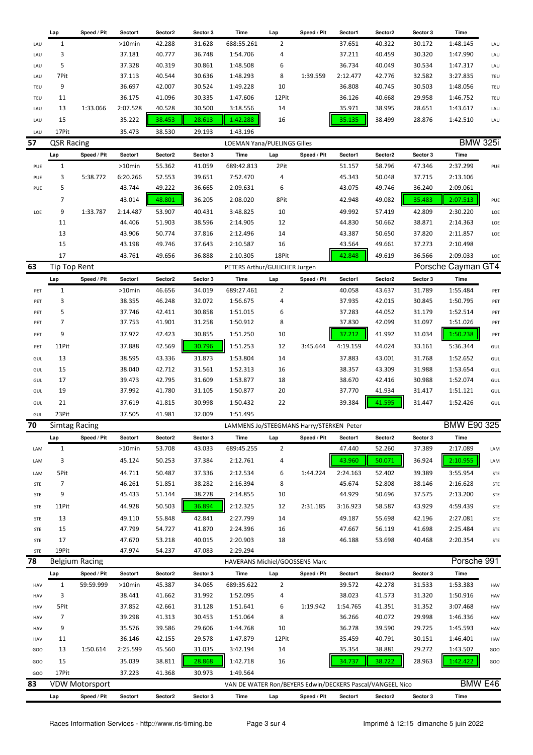| | Lap | Speed / Pit | Sector1 | Sector2 | Sector 3 | Time | Lap | Speed / Pit | Sector1 | Sector2 | Sector 3 | Time | |
|---|---|---|---|---|---|---|---|---|---|---|---|---|---|
| LAU | 1 | | >10min | 42.288 | 31.628 | 688:55.261 | 2 | | 37.651 | 40.322 | 30.172 | 1:48.145 | LAU |
| LAU | 3 | | 37.181 | 40.777 | 36.748 | 1:54.706 | 4 | | 37.211 | 40.459 | 30.320 | 1:47.990 | LAU |
| LAU | 5 | | 37.328 | 40.319 | 30.861 | 1:48.508 | 6 | | 36.734 | 40.049 | 30.534 | 1:47.317 | LAU |
| LAU | 7Pit | | 37.113 | 40.544 | 30.636 | 1:48.293 | 8 | 1:39.559 | 2:12.477 | 42.776 | 32.582 | 3:27.835 | TEU |
| TEU | 9 | | 36.697 | 42.007 | 30.524 | 1:49.228 | 10 | | 36.808 | 40.745 | 30.503 | 1:48.056 | TEU |
| TEU | 11 | | 36.175 | 41.096 | 30.335 | 1:47.606 | 12Pit | | 36.126 | 40.668 | 29.958 | 1:46.752 | TEU |
| LAU | 13 | 1:33.066 | 2:07.528 | 40.528 | 30.500 | 3:18.556 | 14 | | 35.971 | 38.995 | 28.651 | 1:43.617 | LAU |
| LAU | 15 | | 35.222 | 38.453 | 28.613 | 1:42.288 | 16 | | 35.135 | 38.499 | 28.876 | 1:42.510 | LAU |
| LAU | 17Pit | | 35.473 | 38.530 | 29.193 | 1:43.196 | | | | | | | |

## 57 QSR Racing — LOEMAN Yana/PUELINGS Gilles — BMW 325i

| | Lap | Speed / Pit | Sector1 | Sector2 | Sector 3 | Time | Lap | Speed / Pit | Sector1 | Sector2 | Sector 3 | Time | |
|---|---|---|---|---|---|---|---|---|---|---|---|---|---|
| PUE | 1 | | >10min | 55.362 | 41.059 | 689:42.813 | 2Pit | | 51.157 | 58.796 | 47.346 | 2:37.299 | PUE |
| PUE | 3 | 5:38.772 | 6:20.266 | 52.553 | 39.651 | 7:52.470 | 4 | | 45.343 | 50.048 | 37.715 | 2:13.106 | |
| PUE | 5 | | 43.744 | 49.222 | 36.665 | 2:09.631 | 6 | | 43.075 | 49.746 | 36.240 | 2:09.061 | |
| | 7 | | 43.014 | 48.801 | 36.205 | 2:08.020 | 8Pit | | 42.948 | 49.082 | 35.483 | 2:07.513 | PUE |
| LOE | 9 | 1:33.787 | 2:14.487 | 53.907 | 40.431 | 3:48.825 | 10 | | 49.992 | 57.419 | 42.809 | 2:30.220 | LOE |
| | 11 | | 44.406 | 51.903 | 38.596 | 2:14.905 | 12 | | 44.830 | 50.662 | 38.871 | 2:14.363 | LOE |
| | 13 | | 43.906 | 50.774 | 37.816 | 2:12.496 | 14 | | 43.387 | 50.650 | 37.820 | 2:11.857 | LOE |
| | 15 | | 43.198 | 49.746 | 37.643 | 2:10.587 | 16 | | 43.564 | 49.661 | 37.273 | 2:10.498 | |
| | 17 | | 43.761 | 49.656 | 36.888 | 2:10.305 | 18Pit | | 42.848 | 49.619 | 36.566 | 2:09.033 | LOE |

## 63 Tip Top Rent — PETERS Arthur/GULICHER Jurgen — Porsche Cayman GT4

| | Lap | Speed / Pit | Sector1 | Sector2 | Sector 3 | Time | Lap | Speed / Pit | Sector1 | Sector2 | Sector 3 | Time | |
|---|---|---|---|---|---|---|---|---|---|---|---|---|---|
| PET | 1 | | >10min | 46.656 | 34.019 | 689:27.461 | 2 | | 40.058 | 43.637 | 31.789 | 1:55.484 | PET |
| PET | 3 | | 38.355 | 46.248 | 32.072 | 1:56.675 | 4 | | 37.935 | 42.015 | 30.845 | 1:50.795 | PET |
| PET | 5 | | 37.746 | 42.411 | 30.858 | 1:51.015 | 6 | | 37.283 | 44.052 | 31.179 | 1:52.514 | PET |
| PET | 7 | | 37.753 | 41.901 | 31.258 | 1:50.912 | 8 | | 37.830 | 42.099 | 31.097 | 1:51.026 | PET |
| PET | 9 | | 37.972 | 42.423 | 30.855 | 1:51.250 | 10 | | 37.212 | 41.992 | 31.034 | 1:50.238 | PET |
| PET | 11Pit | | 37.888 | 42.569 | 30.796 | 1:51.253 | 12 | 3:45.644 | 4:19.159 | 44.024 | 33.161 | 5:36.344 | GUL |
| GUL | 13 | | 38.595 | 43.336 | 31.873 | 1:53.804 | 14 | | 37.883 | 43.001 | 31.768 | 1:52.652 | GUL |
| GUL | 15 | | 38.040 | 42.712 | 31.561 | 1:52.313 | 16 | | 38.357 | 43.309 | 31.988 | 1:53.654 | GUL |
| GUL | 17 | | 39.473 | 42.795 | 31.609 | 1:53.877 | 18 | | 38.670 | 42.416 | 30.988 | 1:52.074 | GUL |
| GUL | 19 | | 37.992 | 41.780 | 31.105 | 1:50.877 | 20 | | 37.770 | 41.934 | 31.417 | 1:51.121 | GUL |
| GUL | 21 | | 37.619 | 41.815 | 30.998 | 1:50.432 | 22 | | 39.384 | 41.595 | 31.447 | 1:52.426 | GUL |
| GUL | 23Pit | | 37.505 | 41.981 | 32.009 | 1:51.495 | | | | | | | |

## 70 Simtag Racing — LAMMENS Jo/STEEGMANS Harry/STERKEN Peter — BMW E90 325

| | Lap | Speed / Pit | Sector1 | Sector2 | Sector 3 | Time | Lap | Speed / Pit | Sector1 | Sector2 | Sector 3 | Time | |
|---|---|---|---|---|---|---|---|---|---|---|---|---|---|
| LAM | 1 | | >10min | 53.708 | 43.033 | 689:45.255 | 2 | | 47.440 | 52.260 | 37.389 | 2:17.089 | LAM |
| LAM | 3 | | 45.124 | 50.253 | 37.384 | 2:12.761 | 4 | | 43.960 | 50.071 | 36.924 | 2:10.955 | LAM |
| LAM | 5Pit | | 44.711 | 50.487 | 37.336 | 2:12.534 | 6 | 1:44.224 | 2:24.163 | 52.402 | 39.389 | 3:55.954 | STE |
| STE | 7 | | 46.261 | 51.851 | 38.282 | 2:16.394 | 8 | | 45.674 | 52.808 | 38.146 | 2:16.628 | STE |
| STE | 9 | | 45.433 | 51.144 | 38.278 | 2:14.855 | 10 | | 44.929 | 50.696 | 37.575 | 2:13.200 | STE |
| STE | 11Pit | | 44.928 | 50.503 | 36.894 | 2:12.325 | 12 | 2:31.185 | 3:16.923 | 58.587 | 43.929 | 4:59.439 | STE |
| STE | 13 | | 49.110 | 55.848 | 42.841 | 2:27.799 | 14 | | 49.187 | 55.698 | 42.196 | 2:27.081 | STE |
| STE | 15 | | 47.799 | 54.727 | 41.870 | 2:24.396 | 16 | | 47.667 | 56.119 | 41.698 | 2:25.484 | STE |
| STE | 17 | | 47.670 | 53.218 | 40.015 | 2:20.903 | 18 | | 46.188 | 53.698 | 40.468 | 2:20.354 | STE |
| STE | 19Pit | | 47.974 | 54.237 | 47.083 | 2:29.294 | | | | | | | |

## 78 Belgium Racing — HAVERANS Michiel/GOOSSENS Marc — Porsche 991

| | Lap | Speed / Pit | Sector1 | Sector2 | Sector 3 | Time | Lap | Speed / Pit | Sector1 | Sector2 | Sector 3 | Time | |
|---|---|---|---|---|---|---|---|---|---|---|---|---|---|
| HAV | 1 | 59:59.999 | >10min | 45.387 | 34.065 | 689:35.622 | 2 | | 39.572 | 42.278 | 31.533 | 1:53.383 | HAV |
| HAV | 3 | | 38.441 | 41.662 | 31.992 | 1:52.095 | 4 | | 38.023 | 41.573 | 31.320 | 1:50.916 | HAV |
| HAV | 5Pit | | 37.852 | 42.661 | 31.128 | 1:51.641 | 6 | 1:19.942 | 1:54.765 | 41.351 | 31.352 | 3:07.468 | HAV |
| HAV | 7 | | 39.298 | 41.313 | 30.453 | 1:51.064 | 8 | | 36.266 | 40.072 | 29.998 | 1:46.336 | HAV |
| HAV | 9 | | 35.576 | 39.586 | 29.606 | 1:44.768 | 10 | | 36.278 | 39.590 | 29.725 | 1:45.593 | HAV |
| HAV | 11 | | 36.146 | 42.155 | 29.578 | 1:47.879 | 12Pit | | 35.459 | 40.791 | 30.151 | 1:46.401 | HAV |
| GOO | 13 | 1:50.614 | 2:25.599 | 45.560 | 31.035 | 3:42.194 | 14 | | 35.354 | 38.881 | 29.272 | 1:43.507 | GOO |
| GOO | 15 | | 35.039 | 38.811 | 28.868 | 1:42.718 | 16 | | 34.737 | 38.722 | 28.963 | 1:42.422 | GOO |
| GOO | 17Pit | | 37.223 | 41.368 | 30.973 | 1:49.564 | | | | | | | |

## 83 VDW Motorsport — VAN DE WATER Ron/BEYERS Edwin/DECKERS Pascal/VANGEEL Nico — BMW E46

| Lap | Speed / Pit | Sector1 | Sector2 | Sector 3 | Time | Lap | Speed / Pit | Sector1 | Sector2 | Sector 3 | Time |
|---|---|---|---|---|---|---|---|---|---|---|---|

Races Information Services - http://www.ris-timing.be — Imprimé à 12:15 dimanche 5 juin 2022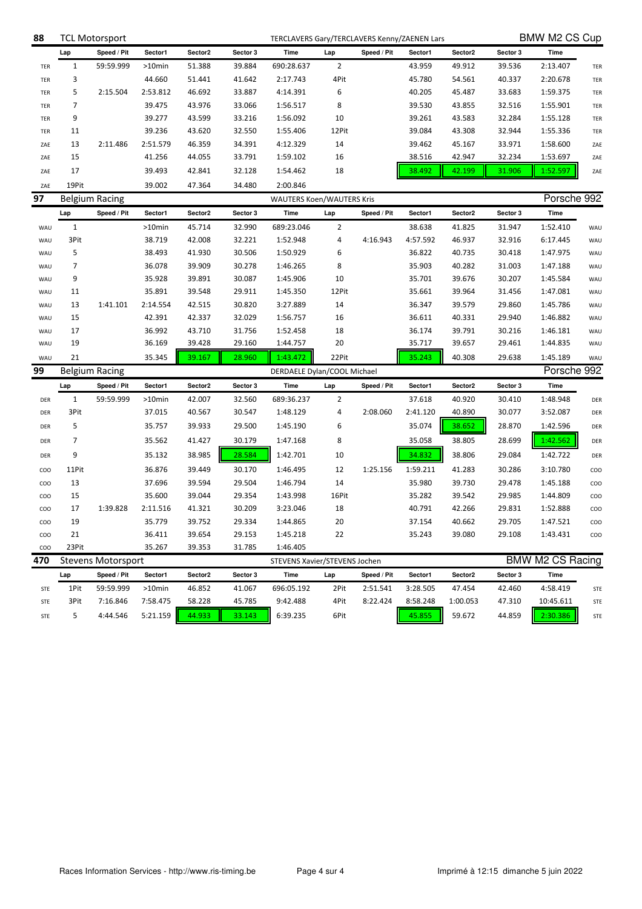## 88 TCL Motorsport — TERCLAVERS Gary/TERCLAVERS Kenny/ZAENEN Lars — BMW M2 CS Cup

| | Lap | Speed / Pit | Sector1 | Sector2 | Sector 3 | Time | Lap | Speed / Pit | Sector1 | Sector2 | Sector 3 | Time | |
|---|---|---|---|---|---|---|---|---|---|---|---|---|---|
| TER | 1 | 59:59.999 | >10min | 51.388 | 39.884 | 690:28.637 | 2 | | 43.959 | 49.912 | 39.536 | 2:13.407 | TER |
| TER | 3 | | 44.660 | 51.441 | 41.642 | 2:17.743 | 4Pit | | 45.780 | 54.561 | 40.337 | 2:20.678 | TER |
| TER | 5 | 2:15.504 | 2:53.812 | 46.692 | 33.887 | 4:14.391 | 6 | | 40.205 | 45.487 | 33.683 | 1:59.375 | TER |
| TER | 7 | | 39.475 | 43.976 | 33.066 | 1:56.517 | 8 | | 39.530 | 43.855 | 32.516 | 1:55.901 | TER |
| TER | 9 | | 39.277 | 43.599 | 33.216 | 1:56.092 | 10 | | 39.261 | 43.583 | 32.284 | 1:55.128 | TER |
| TER | 11 | | 39.236 | 43.620 | 32.550 | 1:55.406 | 12Pit | | 39.084 | 43.308 | 32.944 | 1:55.336 | TER |
| ZAE | 13 | 2:11.486 | 2:51.579 | 46.359 | 34.391 | 4:12.329 | 14 | | 39.462 | 45.167 | 33.971 | 1:58.600 | ZAE |
| ZAE | 15 | | 41.256 | 44.055 | 33.791 | 1:59.102 | 16 | | 38.516 | 42.947 | 32.234 | 1:53.697 | ZAE |
| ZAE | 17 | | 39.493 | 42.841 | 32.128 | 1:54.462 | 18 | | 38.492 | 42.199 | 31.906 | 1:52.597 | ZAE |
| ZAE | 19Pit | | 39.002 | 47.364 | 34.480 | 2:00.846 | | | | | | | |

## 97 Belgium Racing — WAUTERS Koen/WAUTERS Kris — Porsche 992

| | Lap | Speed / Pit | Sector1 | Sector2 | Sector 3 | Time | Lap | Speed / Pit | Sector1 | Sector2 | Sector 3 | Time | |
|---|---|---|---|---|---|---|---|---|---|---|---|---|---|
| WAU | 1 | | >10min | 45.714 | 32.990 | 689:23.046 | 2 | | 38.638 | 41.825 | 31.947 | 1:52.410 | WAU |
| WAU | 3Pit | | 38.719 | 42.008 | 32.221 | 1:52.948 | 4 | 4:16.943 | 4:57.592 | 46.937 | 32.916 | 6:17.445 | WAU |
| WAU | 5 | | 38.493 | 41.930 | 30.506 | 1:50.929 | 6 | | 36.822 | 40.735 | 30.418 | 1:47.975 | WAU |
| WAU | 7 | | 36.078 | 39.909 | 30.278 | 1:46.265 | 8 | | 35.903 | 40.282 | 31.003 | 1:47.188 | WAU |
| WAU | 9 | | 35.928 | 39.891 | 30.087 | 1:45.906 | 10 | | 35.701 | 39.676 | 30.207 | 1:45.584 | WAU |
| WAU | 11 | | 35.891 | 39.548 | 29.911 | 1:45.350 | 12Pit | | 35.661 | 39.964 | 31.456 | 1:47.081 | WAU |
| WAU | 13 | 1:41.101 | 2:14.554 | 42.515 | 30.820 | 3:27.889 | 14 | | 36.347 | 39.579 | 29.860 | 1:45.786 | WAU |
| WAU | 15 | | 42.391 | 42.337 | 32.029 | 1:56.757 | 16 | | 36.611 | 40.331 | 29.940 | 1:46.882 | WAU |
| WAU | 17 | | 36.992 | 43.710 | 31.756 | 1:52.458 | 18 | | 36.174 | 39.791 | 30.216 | 1:46.181 | WAU |
| WAU | 19 | | 36.169 | 39.428 | 29.160 | 1:44.757 | 20 | | 35.717 | 39.657 | 29.461 | 1:44.835 | WAU |
| WAU | 21 | | 35.345 | 39.167 | 28.960 | 1:43.472 | 22Pit | | 35.243 | 40.308 | 29.638 | 1:45.189 | WAU |

## 99 Belgium Racing — DERDAELE Dylan/COOL Michael — Porsche 992

| | Lap | Speed / Pit | Sector1 | Sector2 | Sector 3 | Time | Lap | Speed / Pit | Sector1 | Sector2 | Sector 3 | Time | |
|---|---|---|---|---|---|---|---|---|---|---|---|---|---|
| DER | 1 | 59:59.999 | >10min | 42.007 | 32.560 | 689:36.237 | 2 | | 37.618 | 40.920 | 30.410 | 1:48.948 | DER |
| DER | 3Pit | | 37.015 | 40.567 | 30.547 | 1:48.129 | 4 | 2:08.060 | 2:41.120 | 40.890 | 30.077 | 3:52.087 | DER |
| DER | 5 | | 35.757 | 39.933 | 29.500 | 1:45.190 | 6 | | 35.074 | 38.652 | 28.870 | 1:42.596 | DER |
| DER | 7 | | 35.562 | 41.427 | 30.179 | 1:47.168 | 8 | | 35.058 | 38.805 | 28.699 | 1:42.562 | DER |
| DER | 9 | | 35.132 | 38.985 | 28.584 | 1:42.701 | 10 | | 34.832 | 38.806 | 29.084 | 1:42.722 | DER |
| COO | 11Pit | | 36.876 | 39.449 | 30.170 | 1:46.495 | 12 | 1:25.156 | 1:59.211 | 41.283 | 30.286 | 3:10.780 | COO |
| COO | 13 | | 37.696 | 39.594 | 29.504 | 1:46.794 | 14 | | 35.980 | 39.730 | 29.478 | 1:45.188 | COO |
| COO | 15 | | 35.600 | 39.044 | 29.354 | 1:43.998 | 16Pit | | 35.282 | 39.542 | 29.985 | 1:44.809 | COO |
| COO | 17 | 1:39.828 | 2:11.516 | 41.321 | 30.209 | 3:23.046 | 18 | | 40.791 | 42.266 | 29.831 | 1:52.888 | COO |
| COO | 19 | | 35.779 | 39.752 | 29.334 | 1:44.865 | 20 | | 37.154 | 40.662 | 29.705 | 1:47.521 | COO |
| COO | 21 | | 36.411 | 39.654 | 29.153 | 1:45.218 | 22 | | 35.243 | 39.080 | 29.108 | 1:43.431 | COO |
| COO | 23Pit | | 35.267 | 39.353 | 31.785 | 1:46.405 | | | | | | | |

## 470 Stevens Motorsport — STEVENS Xavier/STEVENS Jochen — BMW M2 CS Racing

| | Lap | Speed / Pit | Sector1 | Sector2 | Sector 3 | Time | Lap | Speed / Pit | Sector1 | Sector2 | Sector 3 | Time | |
|---|---|---|---|---|---|---|---|---|---|---|---|---|---|
| STE | 1Pit | 59:59.999 | >10min | 46.852 | 41.067 | 696:05.192 | 2Pit | 2:51.541 | 3:28.505 | 47.454 | 42.460 | 4:58.419 | STE |
| STE | 3Pit | 7:16.846 | 7:58.475 | 58.228 | 45.785 | 9:42.488 | 4Pit | 8:22.424 | 8:58.248 | 1:00.053 | 47.310 | 10:45.611 | STE |
| STE | 5 | 4:44.546 | 5:21.159 | 44.933 | 33.143 | 6:39.235 | 6Pit | | 45.855 | 59.672 | 44.859 | 2:30.386 | STE |

Races Information Services - http://www.ris-timing.be

Imprimé à 12:15 dimanche 5 juin 2022